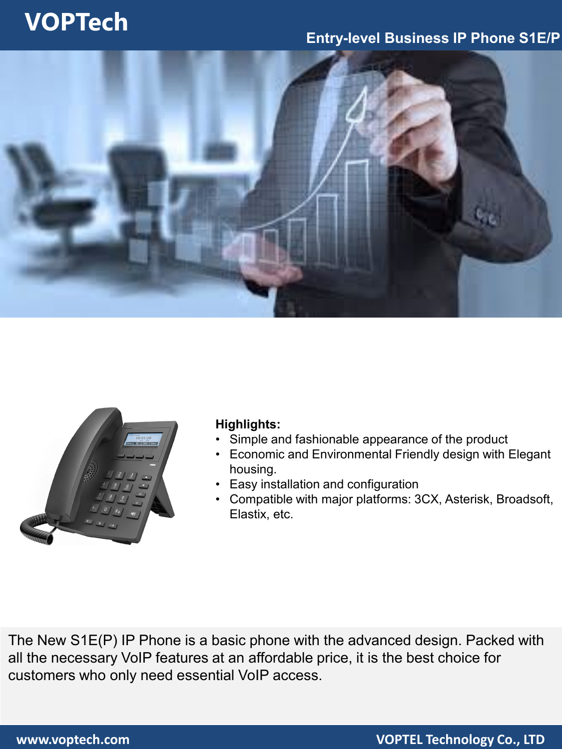# VOPTech

## Entry-level Business IP Phone S1E/P

**Highlights:**

- Simple and fashionable appearance of the product
- Economic and Environmental Friendly design with Elegant housing.
- Easy installation and configuration
- Compatible with major platforms: 3CX, Asterisk, Broadsoft, Elastix, etc.

The New S1E(P) IP Phone is a basic phone with the advanced design. Packed with all the necessary VoIP features at an affordable price, it is the best choice for customers who only need essential VoIP access.

www.voptech.com VOPTEL Technology Co., LTD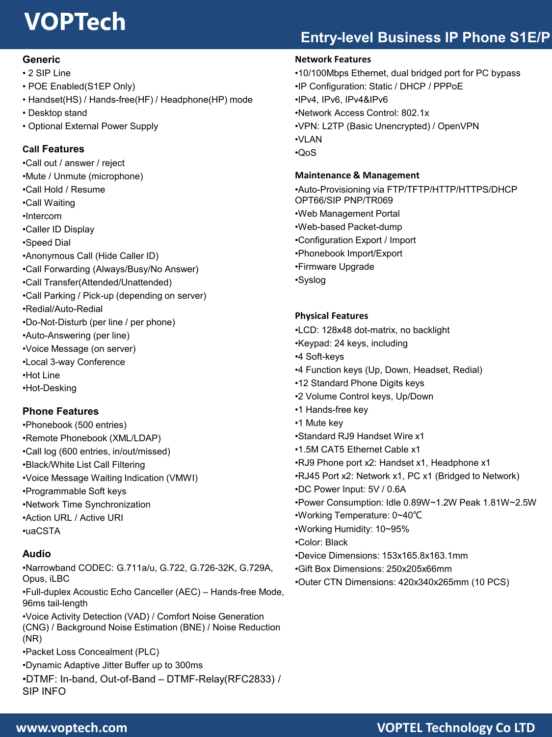# Entry-level Business IP Phone S1E/P

## Generic

- 2 SIP Line
- POE Enabled(S1EP Only)
- Handset(HS) / Hands-free(HF) / Headphone(HP) mode
- Desktop stand
- Optional External Power Supply

## Call Features

- Call out / answer / reject
- Mute / Unmute (microphone)
- Call Hold / Resume
- Call Waiting
- Intercom
- Caller ID Display
- Speed Dial
- Anonymous Call (Hide Caller ID)
- Call Forwarding (Always/Busy/No Answer)
- Call Transfer(Attended/Unattended)
- Call Parking / Pick-up (depending on server)
- Redial/Auto-Redial
- Do-Not-Disturb (per line / per phone)
- Auto-Answering (per line)
- Voice Message (on server)
- Local 3-way Conference
- Hot Line
- Hot-Desking

## Phone Features

- Phonebook (500 entries)
- Remote Phonebook (XML/LDAP)
- Call log (600 entries, in/out/missed)
- Black/White List Call Filtering
- Voice Message Waiting Indication (VMWI)
- Programmable Soft keys
- Network Time Synchronization
- Action URL / Active URI
- uaCSTA

## Audio

- Narrowband CODEC: G.711a/u, G.722, G.726-32K, G.729A, Opus, iLBC
- Full-duplex Acoustic Echo Canceller (AEC) – Hands-free Mode, 96ms tail-length
- Voice Activity Detection (VAD) / Comfort Noise Generation (CNG) / Background Noise Estimation (BNE) / Noise Reduction (NR)
- Packet Loss Concealment (PLC)
- Dynamic Adaptive Jitter Buffer up to 300ms
- DTMF: In-band, Out-of-Band – DTMF-Relay(RFC2833) / SIP INFO

## Network Features

- 10/100Mbps Ethernet, dual bridged port for PC bypass
- IP Configuration: Static / DHCP / PPPoE
- IPv4, IPv6, IPv4&IPv6
- Network Access Control: 802.1x
- VPN: L2TP (Basic Unencrypted) / OpenVPN
- VLAN
- QoS

## Maintenance & Management

- Auto-Provisioning via FTP/TFTP/HTTP/HTTPS/DHCP OPT66/SIP PNP/TR069
- Web Management Portal
- Web-based Packet-dump
- Configuration Export / Import
- Phonebook Import/Export
- Firmware Upgrade
- Syslog

## Physical Features

- LCD: 128x48 dot-matrix, no backlight
- Keypad: 24 keys, including
- 4 Soft-keys
- 4 Function keys (Up, Down, Headset, Redial)
- 12 Standard Phone Digits keys
- 2 Volume Control keys, Up/Down
- 1 Hands-free key
- 1 Mute key
- Standard RJ9 Handset Wire x1
- 1.5M CAT5 Ethernet Cable x1
- RJ9 Phone port x2: Handset x1, Headphone x1
- RJ45 Port x2: Network x1, PC x1 (Bridged to Network)
- DC Power Input: 5V / 0.6A
- Power Consumption: Idle 0.89W~1.2W Peak 1.81W~2.5W
- Working Temperature: 0~40℃
- Working Humidity: 10~95%
- Color: Black
- Device Dimensions: 153x165.8x163.1mm
- Gift Box Dimensions: 250x205x66mm
- Outer CTN Dimensions: 420x340x265mm (10 PCS)